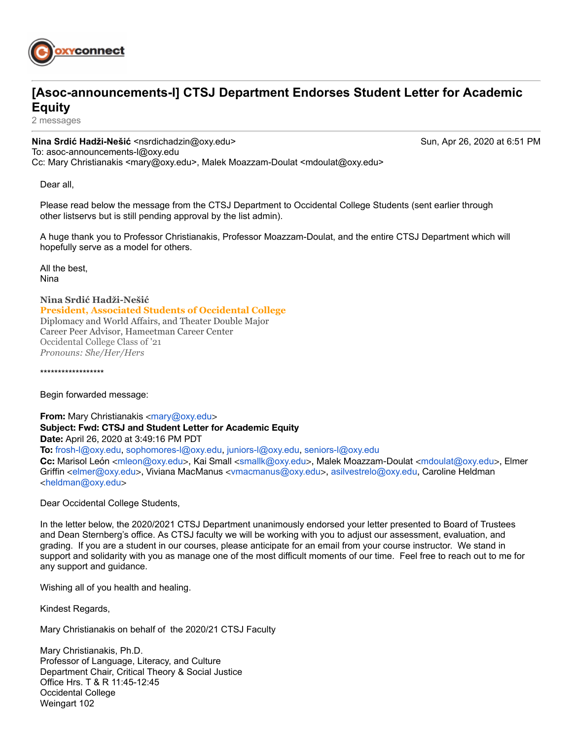oxyconnect

# [Asoc-announcements-l] CTSJ Department Endorses Student Letter for Academic Equity

2 messages

**Nina Srdić Hadži-Nešić** <nsrdichadzin@oxy.edu> Sun, Apr 26, 2020 at 6:51 PM
To: asoc-announcements-l@oxy.edu
Cc: Mary Christianakis <mary@oxy.edu>, Malek Moazzam-Doulat <mdoulat@oxy.edu>

Dear all,

Please read below the message from the CTSJ Department to Occidental College Students (sent earlier through other listservs but is still pending approval by the list admin).

A huge thank you to Professor Christianakis, Professor Moazzam-Doulat, and the entire CTSJ Department which will hopefully serve as a model for others.

All the best,
Nina

**Nina Srdić Hadži-Nešić**
**President, Associated Students of Occidental College**
Diplomacy and World Affairs, and Theater Double Major
Career Peer Advisor, Hameetman Career Center
Occidental College Class of '21
*Pronouns: She/Her/Hers*

******************

Begin forwarded message:

**From:** Mary Christianakis <mary@oxy.edu>
**Subject: Fwd: CTSJ and Student Letter for Academic Equity**
**Date:** April 26, 2020 at 3:49:16 PM PDT
**To:** frosh-l@oxy.edu, sophomores-l@oxy.edu, juniors-l@oxy.edu, seniors-l@oxy.edu
**Cc:** Marisol León <mleon@oxy.edu>, Kai Small <smallk@oxy.edu>, Malek Moazzam-Doulat <mdoulat@oxy.edu>, Elmer Griffin <elmer@oxy.edu>, Viviana MacManus <vmacmanus@oxy.edu>, asilvestrelo@oxy.edu, Caroline Heldman <heldman@oxy.edu>

Dear Occidental College Students,

In the letter below, the 2020/2021 CTSJ Department unanimously endorsed your letter presented to Board of Trustees and Dean Sternberg's office. As CTSJ faculty we will be working with you to adjust our assessment, evaluation, and grading. If you are a student in our courses, please anticipate for an email from your course instructor. We stand in support and solidarity with you as manage one of the most difficult moments of our time. Feel free to reach out to me for any support and guidance.

Wishing all of you health and healing.

Kindest Regards,

Mary Christianakis on behalf of the 2020/21 CTSJ Faculty

Mary Christianakis, Ph.D.
Professor of Language, Literacy, and Culture
Department Chair, Critical Theory & Social Justice
Office Hrs. T & R 11:45-12:45
Occidental College
Weingart 102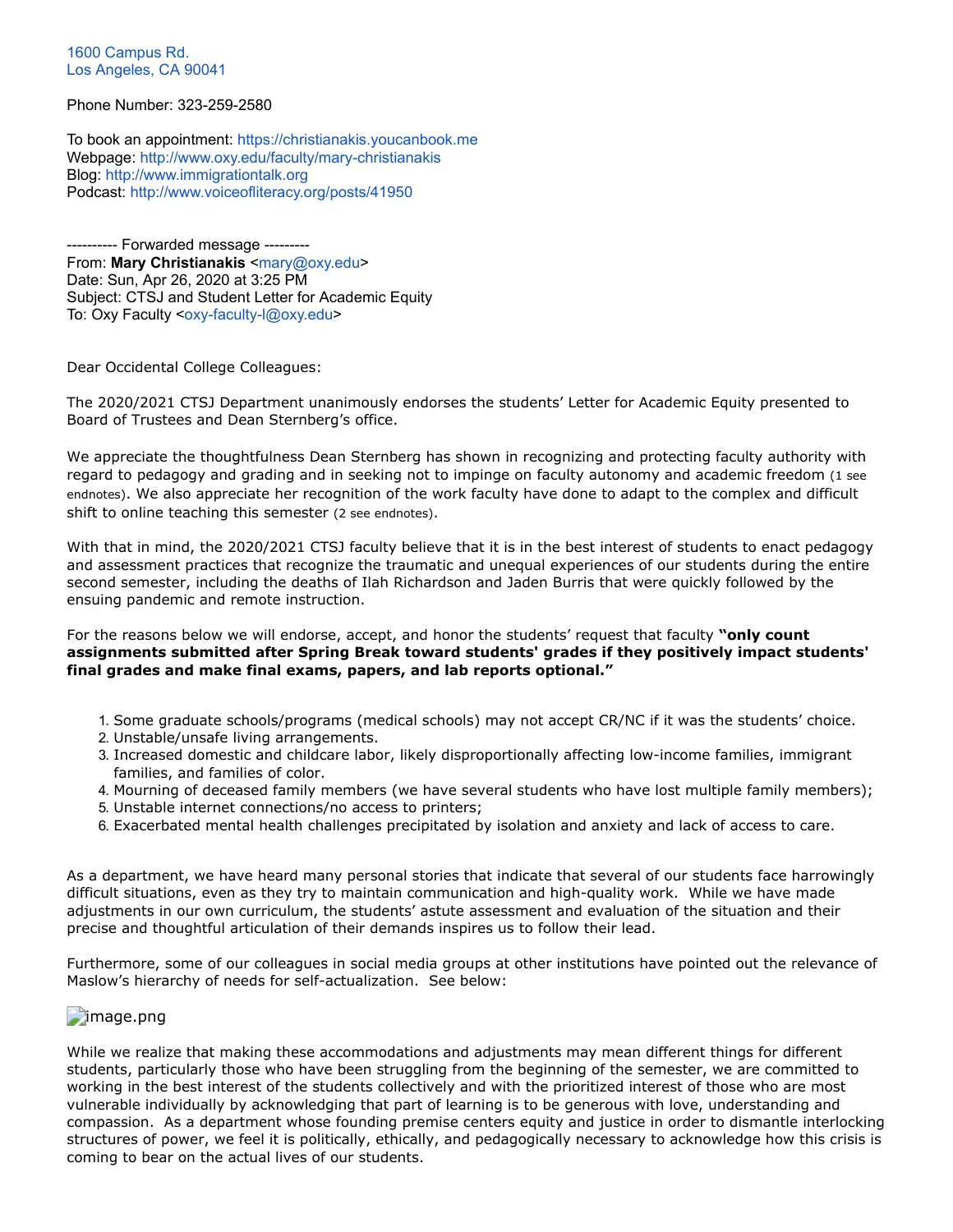1600 Campus Rd.
Los Angeles, CA 90041

Phone Number: 323-259-2580

To book an appointment: https://christianakis.youcanbook.me
Webpage: http://www.oxy.edu/faculty/mary-christianakis
Blog: http://www.immigrationtalk.org
Podcast: http://www.voiceofliteracy.org/posts/41950

---------- Forwarded message ---------
From: **Mary Christianakis** <mary@oxy.edu>
Date: Sun, Apr 26, 2020 at 3:25 PM
Subject: CTSJ and Student Letter for Academic Equity
To: Oxy Faculty <oxy-faculty-l@oxy.edu>

Dear Occidental College Colleagues:

The 2020/2021 CTSJ Department unanimously endorses the students' Letter for Academic Equity presented to Board of Trustees and Dean Sternberg's office.

We appreciate the thoughtfulness Dean Sternberg has shown in recognizing and protecting faculty authority with regard to pedagogy and grading and in seeking not to impinge on faculty autonomy and academic freedom (1 see endnotes). We also appreciate her recognition of the work faculty have done to adapt to the complex and difficult shift to online teaching this semester (2 see endnotes).

With that in mind, the 2020/2021 CTSJ faculty believe that it is in the best interest of students to enact pedagogy and assessment practices that recognize the traumatic and unequal experiences of our students during the entire second semester, including the deaths of Ilah Richardson and Jaden Burris that were quickly followed by the ensuing pandemic and remote instruction.

For the reasons below we will endorse, accept, and honor the students' request that faculty **"only count assignments submitted after Spring Break toward students' grades if they positively impact students' final grades and make final exams, papers, and lab reports optional."**

1. Some graduate schools/programs (medical schools) may not accept CR/NC if it was the students' choice.
2. Unstable/unsafe living arrangements.
3. Increased domestic and childcare labor, likely disproportionally affecting low-income families, immigrant families, and families of color.
4. Mourning of deceased family members (we have several students who have lost multiple family members);
5. Unstable internet connections/no access to printers;
6. Exacerbated mental health challenges precipitated by isolation and anxiety and lack of access to care.

As a department, we have heard many personal stories that indicate that several of our students face harrowingly difficult situations, even as they try to maintain communication and high-quality work. While we have made adjustments in our own curriculum, the students' astute assessment and evaluation of the situation and their precise and thoughtful articulation of their demands inspires us to follow their lead.

Furthermore, some of our colleagues in social media groups at other institutions have pointed out the relevance of Maslow's hierarchy of needs for self-actualization. See below:

image.png

While we realize that making these accommodations and adjustments may mean different things for different students, particularly those who have been struggling from the beginning of the semester, we are committed to working in the best interest of the students collectively and with the prioritized interest of those who are most vulnerable individually by acknowledging that part of learning is to be generous with love, understanding and compassion. As a department whose founding premise centers equity and justice in order to dismantle interlocking structures of power, we feel it is politically, ethically, and pedagogically necessary to acknowledge how this crisis is coming to bear on the actual lives of our students.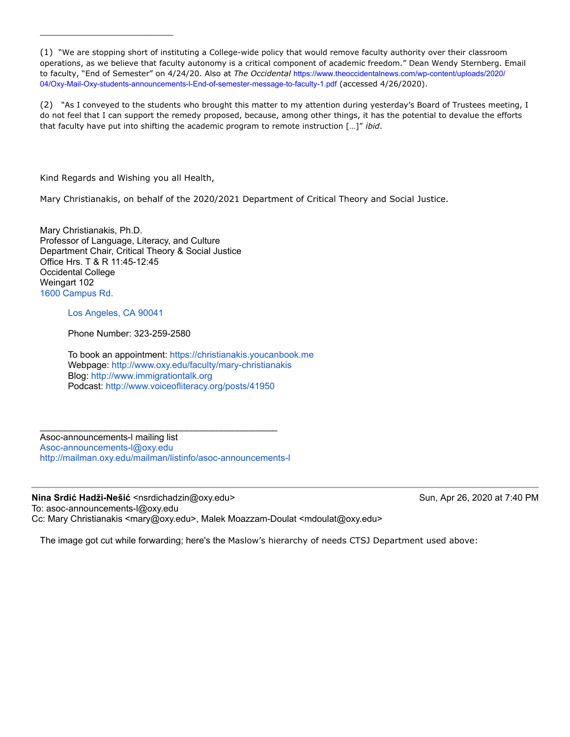________________________

(1) "We are stopping short of instituting a College-wide policy that would remove faculty authority over their classroom operations, as we believe that faculty autonomy is a critical component of academic freedom." Dean Wendy Sternberg. Email to faculty, "End of Semester" on 4/24/20. Also at *The Occidental* https://www.theoccidentalnews.com/wp-content/uploads/2020/04/Oxy-Mail-Oxy-students-announcements-l-End-of-semester-message-to-faculty-1.pdf (accessed 4/26/2020).

(2) "As I conveyed to the students who brought this matter to my attention during yesterday's Board of Trustees meeting, I do not feel that I can support the remedy proposed, because, among other things, it has the potential to devalue the efforts that faculty have put into shifting the academic program to remote instruction [...]" *ibid*.

Kind Regards and Wishing you all Health,

Mary Christianakis, on behalf of the 2020/2021 Department of Critical Theory and Social Justice.

Mary Christianakis, Ph.D.
Professor of Language, Literacy, and Culture
Department Chair, Critical Theory & Social Justice
Office Hrs. T & R 11:45-12:45
Occidental College
Weingart 102
1600 Campus Rd.

Los Angeles, CA 90041

Phone Number: 323-259-2580

To book an appointment: https://christianakis.youcanbook.me
Webpage: http://www.oxy.edu/faculty/mary-christianakis
Blog: http://www.immigrationtalk.org
Podcast: http://www.voiceofliteracy.org/posts/41950

_______________________________________________
Asoc-announcements-l mailing list
Asoc-announcements-l@oxy.edu
http://mailman.oxy.edu/mailman/listinfo/asoc-announcements-l

---

**Nina Srdić Hadži-Nešić** <nsrdichadzin@oxy.edu> Sun, Apr 26, 2020 at 7:40 PM
To: asoc-announcements-l@oxy.edu
Cc: Mary Christianakis <mary@oxy.edu>, Malek Moazzam-Doulat <mdoulat@oxy.edu>

The image got cut while forwarding; here's the Maslow's hierarchy of needs CTSJ Department used above: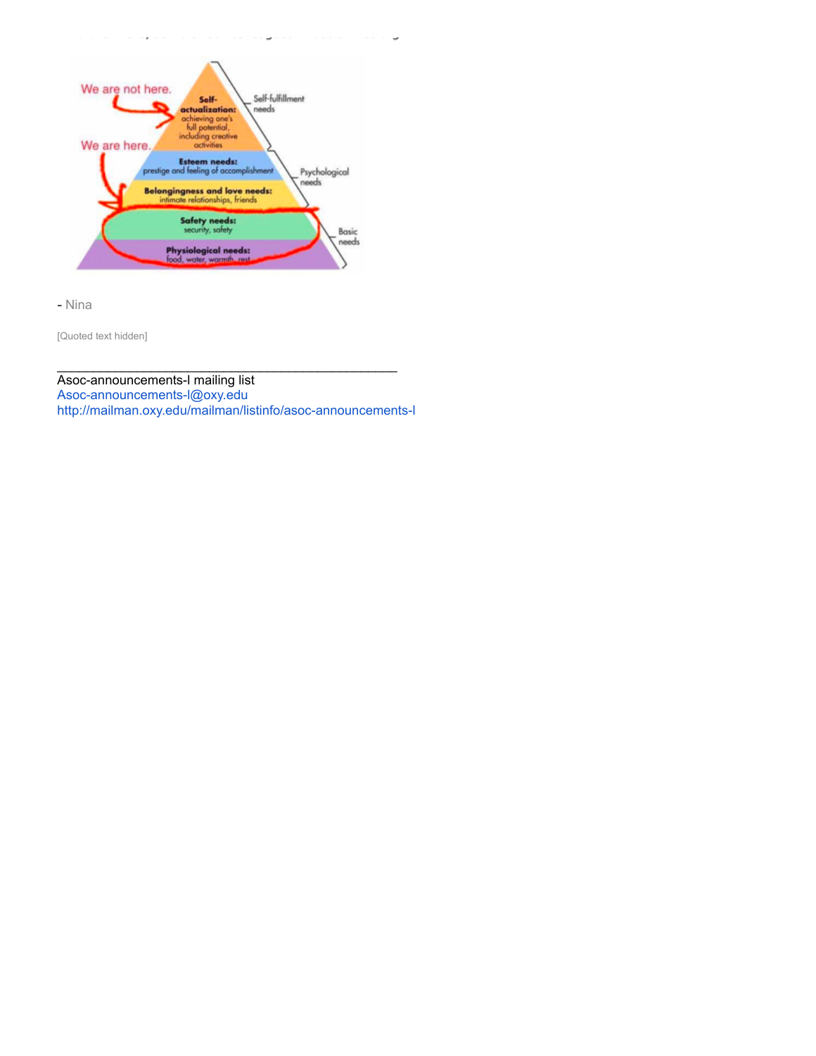We are not here.

We are here.

Self-actualization: achieving one's full potential, including creative activities

Esteem needs: prestige and feeling of accomplishment

Belongingness and love needs: intimate relationships, friends

Safety needs: security, safety

Physiological needs: food, water, warmth, rest

Self-fulfillment needs

Psychological needs

Basic needs

- Nina

[Quoted text hidden]

_______________________________________________
Asoc-announcements-l mailing list
Asoc-announcements-l@oxy.edu
http://mailman.oxy.edu/mailman/listinfo/asoc-announcements-l